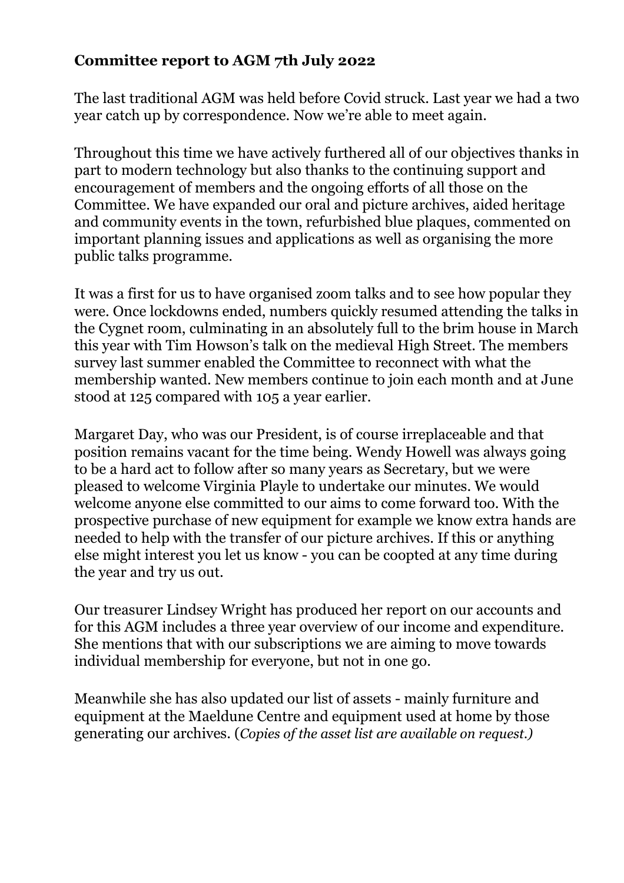**Committee report to AGM 7th July 2022**

The last traditional AGM was held before Covid struck. Last year we had a two year catch up by correspondence. Now we're able to meet again.

Throughout this time we have actively furthered all of our objectives thanks in part to modern technology but also thanks to the continuing support and encouragement of members and the ongoing efforts of all those on the Committee. We have expanded our oral and picture archives, aided heritage and community events in the town, refurbished blue plaques, commented on important planning issues and applications as well as organising the more public talks programme.

It was a first for us to have organised zoom talks and to see how popular they were. Once lockdowns ended, numbers quickly resumed attending the talks in the Cygnet room, culminating in an absolutely full to the brim house in March this year with Tim Howson's talk on the medieval High Street. The members survey last summer enabled the Committee to reconnect with what the membership wanted. New members continue to join each month and at June stood at 125 compared with 105 a year earlier.

Margaret Day, who was our President, is of course irreplaceable and that position remains vacant for the time being. Wendy Howell was always going to be a hard act to follow after so many years as Secretary, but we were pleased to welcome Virginia Playle to undertake our minutes. We would welcome anyone else committed to our aims to come forward too. With the prospective purchase of new equipment for example we know extra hands are needed to help with the transfer of our picture archives. If this or anything else might interest you let us know - you can be coopted at any time during the year and try us out.

Our treasurer Lindsey Wright has produced her report on our accounts and for this AGM includes a three year overview of our income and expenditure. She mentions that with our subscriptions we are aiming to move towards individual membership for everyone, but not in one go.

Meanwhile she has also updated our list of assets - mainly furniture and equipment at the Maeldune Centre and equipment used at home by those generating our archives. (*Copies of the asset list are available on request.)*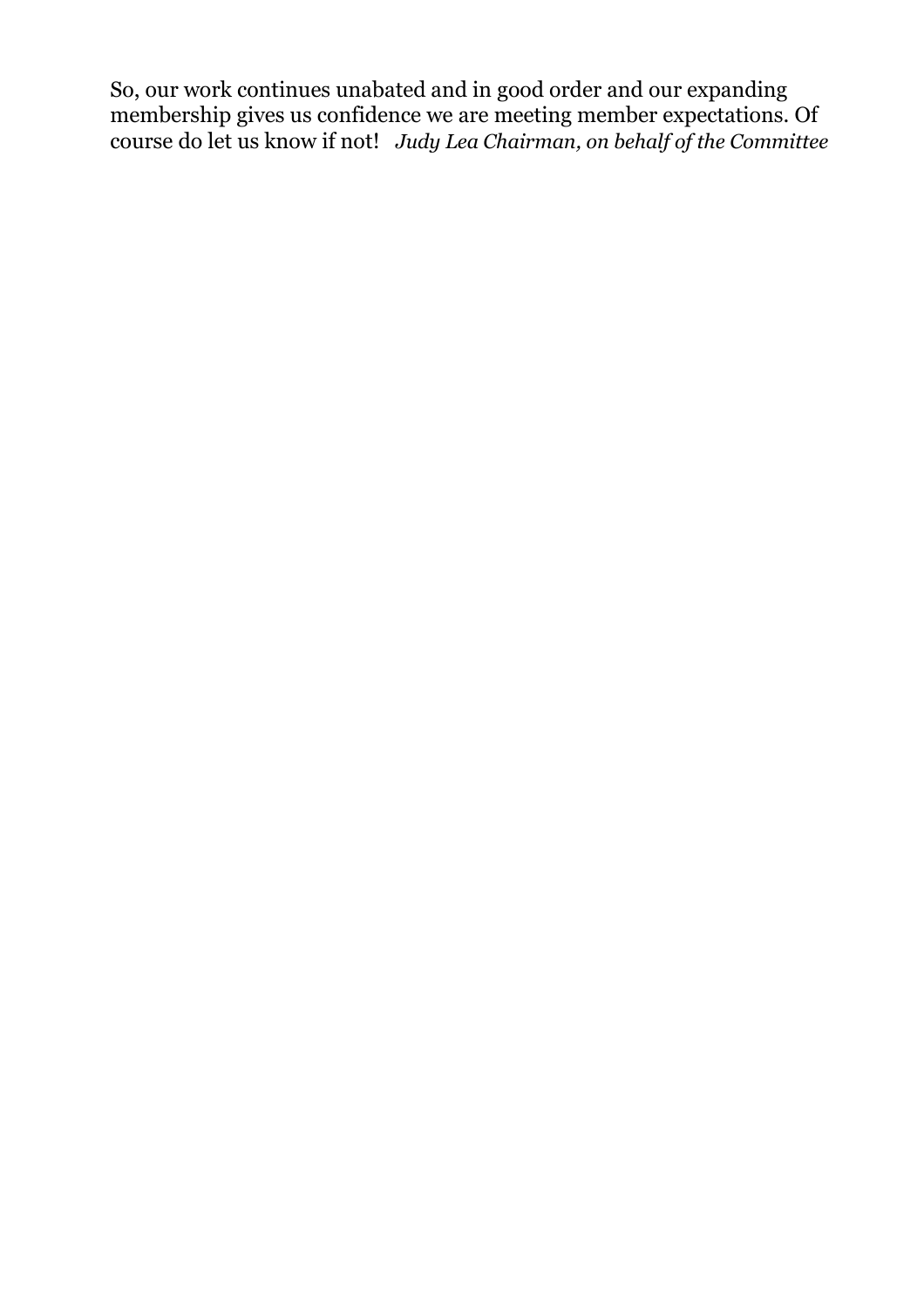So, our work continues unabated and in good order and our expanding membership gives us confidence we are meeting member expectations. Of course do let us know if not! *Judy Lea Chairman, on behalf of the Committee*